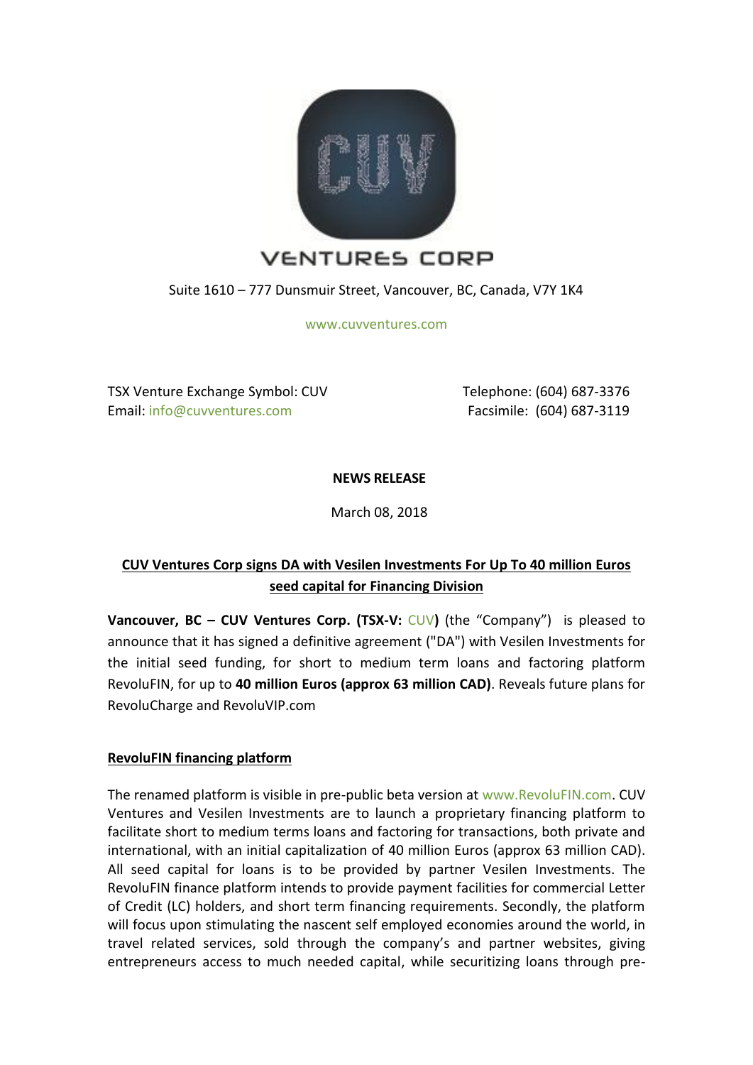VENTURES CORP

Suite 1610 – 777 Dunsmuir Street, Vancouver, BC, Canada, V7Y 1K4

www.cuvventures.com

TSX Venture Exchange Symbol: CUV
Email: info@cuvventures.com

Telephone: (604) 687-3376
Facsimile: (604) 687-3119

**NEWS RELEASE**

March 08, 2018

## CUV Ventures Corp signs DA with Vesilen Investments For Up To 40 million Euros seed capital for Financing Division

**Vancouver, BC – CUV Ventures Corp. (TSX-V: CUV)** (the "Company") is pleased to announce that it has signed a definitive agreement ("DA") with Vesilen Investments for the initial seed funding, for short to medium term loans and factoring platform RevoluFIN, for up to **40 million Euros (approx 63 million CAD)**. Reveals future plans for RevoluCharge and RevoluVIP.com

### RevoluFIN financing platform

The renamed platform is visible in pre-public beta version at www.RevoluFIN.com. CUV Ventures and Vesilen Investments are to launch a proprietary financing platform to facilitate short to medium terms loans and factoring for transactions, both private and international, with an initial capitalization of 40 million Euros (approx 63 million CAD). All seed capital for loans is to be provided by partner Vesilen Investments. The RevoluFIN finance platform intends to provide payment facilities for commercial Letter of Credit (LC) holders, and short term financing requirements. Secondly, the platform will focus upon stimulating the nascent self employed economies around the world, in travel related services, sold through the company's and partner websites, giving entrepreneurs access to much needed capital, while securitizing loans through pre-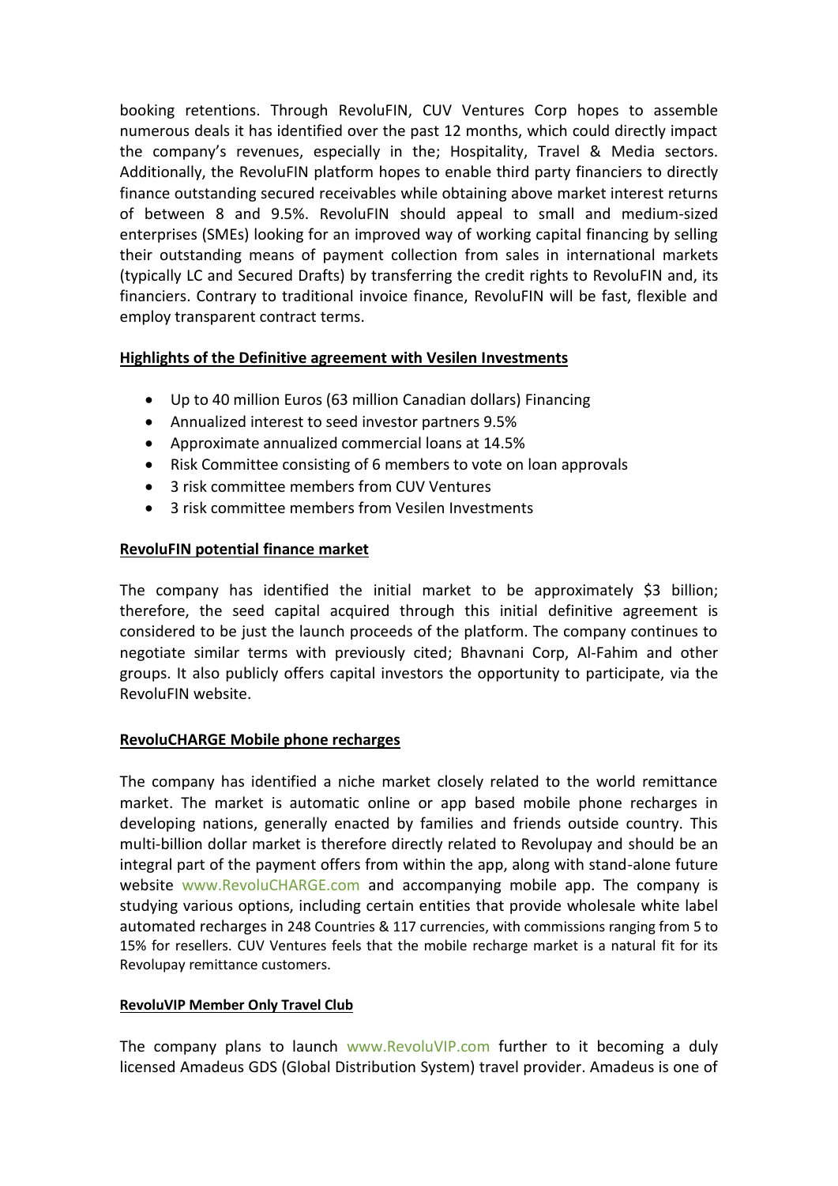booking retentions. Through RevoluFIN, CUV Ventures Corp hopes to assemble numerous deals it has identified over the past 12 months, which could directly impact the company's revenues, especially in the; Hospitality, Travel & Media sectors. Additionally, the RevoluFIN platform hopes to enable third party financiers to directly finance outstanding secured receivables while obtaining above market interest returns of between 8 and 9.5%. RevoluFIN should appeal to small and medium-sized enterprises (SMEs) looking for an improved way of working capital financing by selling their outstanding means of payment collection from sales in international markets (typically LC and Secured Drafts) by transferring the credit rights to RevoluFIN and, its financiers. Contrary to traditional invoice finance, RevoluFIN will be fast, flexible and employ transparent contract terms.

**Highlights of the Definitive agreement with Vesilen Investments**

- Up to 40 million Euros (63 million Canadian dollars) Financing
- Annualized interest to seed investor partners 9.5%
- Approximate annualized commercial loans at 14.5%
- Risk Committee consisting of 6 members to vote on loan approvals
- 3 risk committee members from CUV Ventures
- 3 risk committee members from Vesilen Investments

**RevoluFIN potential finance market**

The company has identified the initial market to be approximately $3 billion; therefore, the seed capital acquired through this initial definitive agreement is considered to be just the launch proceeds of the platform. The company continues to negotiate similar terms with previously cited; Bhavnani Corp, Al-Fahim and other groups. It also publicly offers capital investors the opportunity to participate, via the RevoluFIN website.

**RevoluCHARGE Mobile phone recharges**

The company has identified a niche market closely related to the world remittance market. The market is automatic online or app based mobile phone recharges in developing nations, generally enacted by families and friends outside country. This multi-billion dollar market is therefore directly related to Revolupay and should be an integral part of the payment offers from within the app, along with stand-alone future website www.RevoluCHARGE.com and accompanying mobile app. The company is studying various options, including certain entities that provide wholesale white label automated recharges in 248 Countries & 117 currencies, with commissions ranging from 5 to 15% for resellers. CUV Ventures feels that the mobile recharge market is a natural fit for its Revolupay remittance customers.

**RevoluVIP Member Only Travel Club**

The company plans to launch www.RevoluVIP.com further to it becoming a duly licensed Amadeus GDS (Global Distribution System) travel provider. Amadeus is one of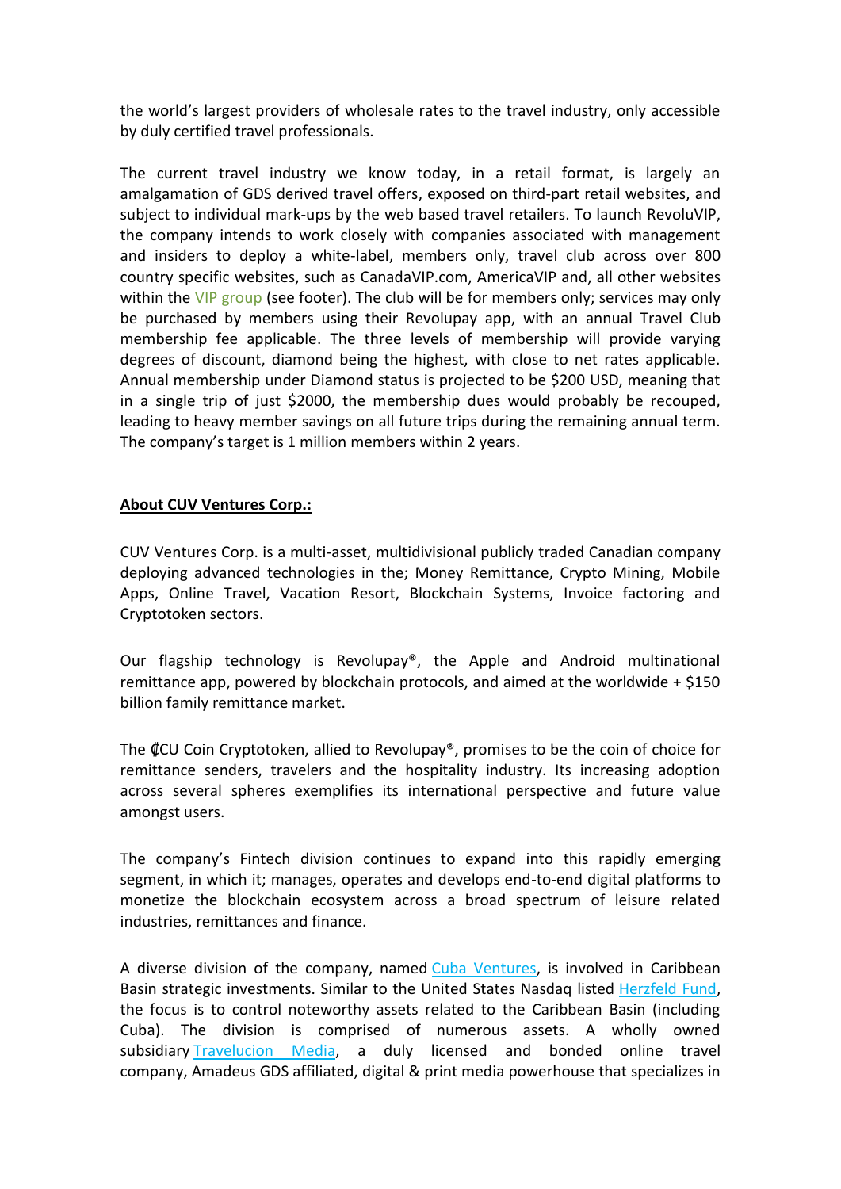the world's largest providers of wholesale rates to the travel industry, only accessible by duly certified travel professionals.

The current travel industry we know today, in a retail format, is largely an amalgamation of GDS derived travel offers, exposed on third-part retail websites, and subject to individual mark-ups by the web based travel retailers. To launch RevoluVIP, the company intends to work closely with companies associated with management and insiders to deploy a white-label, members only, travel club across over 800 country specific websites, such as CanadaVIP.com, AmericaVIP and, all other websites within the VIP group (see footer). The club will be for members only; services may only be purchased by members using their Revolupay app, with an annual Travel Club membership fee applicable. The three levels of membership will provide varying degrees of discount, diamond being the highest, with close to net rates applicable. Annual membership under Diamond status is projected to be $200 USD, meaning that in a single trip of just $2000, the membership dues would probably be recouped, leading to heavy member savings on all future trips during the remaining annual term. The company's target is 1 million members within 2 years.

**About CUV Ventures Corp.:**

CUV Ventures Corp. is a multi-asset, multidivisional publicly traded Canadian company deploying advanced technologies in the; Money Remittance, Crypto Mining, Mobile Apps, Online Travel, Vacation Resort, Blockchain Systems, Invoice factoring and Cryptotoken sectors.

Our flagship technology is Revolupay®, the Apple and Android multinational remittance app, powered by blockchain protocols, and aimed at the worldwide + $150 billion family remittance market.

The ₡CU Coin Cryptotoken, allied to Revolupay®, promises to be the coin of choice for remittance senders, travelers and the hospitality industry. Its increasing adoption across several spheres exemplifies its international perspective and future value amongst users.

The company's Fintech division continues to expand into this rapidly emerging segment, in which it; manages, operates and develops end-to-end digital platforms to monetize the blockchain ecosystem across a broad spectrum of leisure related industries, remittances and finance.

A diverse division of the company, named Cuba Ventures, is involved in Caribbean Basin strategic investments. Similar to the United States Nasdaq listed Herzfeld Fund, the focus is to control noteworthy assets related to the Caribbean Basin (including Cuba). The division is comprised of numerous assets. A wholly owned subsidiary Travelucion Media, a duly licensed and bonded online travel company, Amadeus GDS affiliated, digital & print media powerhouse that specializes in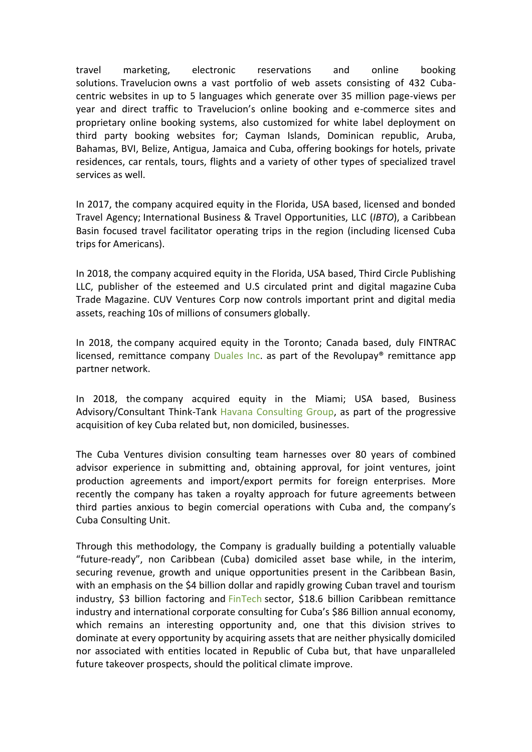travel marketing, electronic reservations and online booking solutions. Travelucion owns a vast portfolio of web assets consisting of 432 Cuba-centric websites in up to 5 languages which generate over 35 million page-views per year and direct traffic to Travelucion's online booking and e-commerce sites and proprietary online booking systems, also customized for white label deployment on third party booking websites for; Cayman Islands, Dominican republic, Aruba, Bahamas, BVI, Belize, Antigua, Jamaica and Cuba, offering bookings for hotels, private residences, car rentals, tours, flights and a variety of other types of specialized travel services as well.

In 2017, the company acquired equity in the Florida, USA based, licensed and bonded Travel Agency; International Business & Travel Opportunities, LLC (*IBTO*), a Caribbean Basin focused travel facilitator operating trips in the region (including licensed Cuba trips for Americans).

In 2018, the company acquired equity in the Florida, USA based, Third Circle Publishing LLC, publisher of the esteemed and U.S circulated print and digital magazine Cuba Trade Magazine. CUV Ventures Corp now controls important print and digital media assets, reaching 10s of millions of consumers globally.

In 2018, the company acquired equity in the Toronto; Canada based, duly FINTRAC licensed, remittance company Duales Inc. as part of the Revolupay® remittance app partner network.

In 2018, the company acquired equity in the Miami; USA based, Business Advisory/Consultant Think-Tank Havana Consulting Group, as part of the progressive acquisition of key Cuba related but, non domiciled, businesses.

The Cuba Ventures division consulting team harnesses over 80 years of combined advisor experience in submitting and, obtaining approval, for joint ventures, joint production agreements and import/export permits for foreign enterprises. More recently the company has taken a royalty approach for future agreements between third parties anxious to begin comercial operations with Cuba and, the company's Cuba Consulting Unit.

Through this methodology, the Company is gradually building a potentially valuable "future-ready", non Caribbean (Cuba) domiciled asset base while, in the interim, securing revenue, growth and unique opportunities present in the Caribbean Basin, with an emphasis on the $4 billion dollar and rapidly growing Cuban travel and tourism industry, $3 billion factoring and FinTech sector, $18.6 billion Caribbean remittance industry and international corporate consulting for Cuba's $86 Billion annual economy, which remains an interesting opportunity and, one that this division strives to dominate at every opportunity by acquiring assets that are neither physically domiciled nor associated with entities located in Republic of Cuba but, that have unparalleled future takeover prospects, should the political climate improve.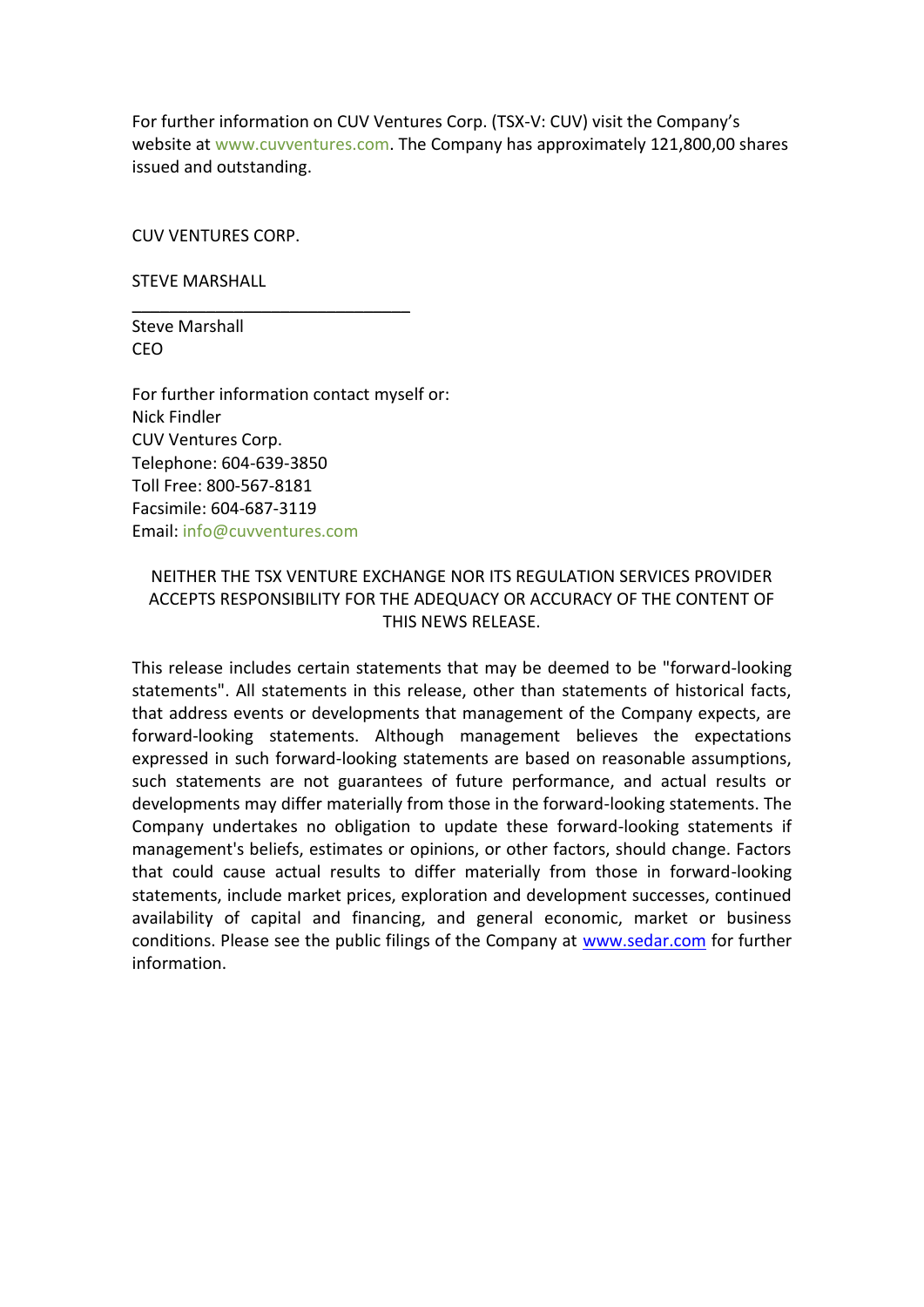For further information on CUV Ventures Corp. (TSX-V: CUV) visit the Company's website at www.cuvventures.com. The Company has approximately 121,800,00 shares issued and outstanding.

CUV VENTURES CORP.

STEVE MARSHALL

\_\_\_\_\_\_\_\_\_\_\_\_\_\_\_\_\_\_\_\_\_\_\_\_\_\_\_\_\_\_

Steve Marshall
CEO

For further information contact myself or:
Nick Findler
CUV Ventures Corp.
Telephone: 604-639-3850
Toll Free: 800-567-8181
Facsimile: 604-687-3119
Email: info@cuvventures.com

NEITHER THE TSX VENTURE EXCHANGE NOR ITS REGULATION SERVICES PROVIDER ACCEPTS RESPONSIBILITY FOR THE ADEQUACY OR ACCURACY OF THE CONTENT OF THIS NEWS RELEASE.

This release includes certain statements that may be deemed to be "forward-looking statements". All statements in this release, other than statements of historical facts, that address events or developments that management of the Company expects, are forward-looking statements. Although management believes the expectations expressed in such forward-looking statements are based on reasonable assumptions, such statements are not guarantees of future performance, and actual results or developments may differ materially from those in the forward-looking statements. The Company undertakes no obligation to update these forward-looking statements if management's beliefs, estimates or opinions, or other factors, should change. Factors that could cause actual results to differ materially from those in forward-looking statements, include market prices, exploration and development successes, continued availability of capital and financing, and general economic, market or business conditions. Please see the public filings of the Company at www.sedar.com for further information.